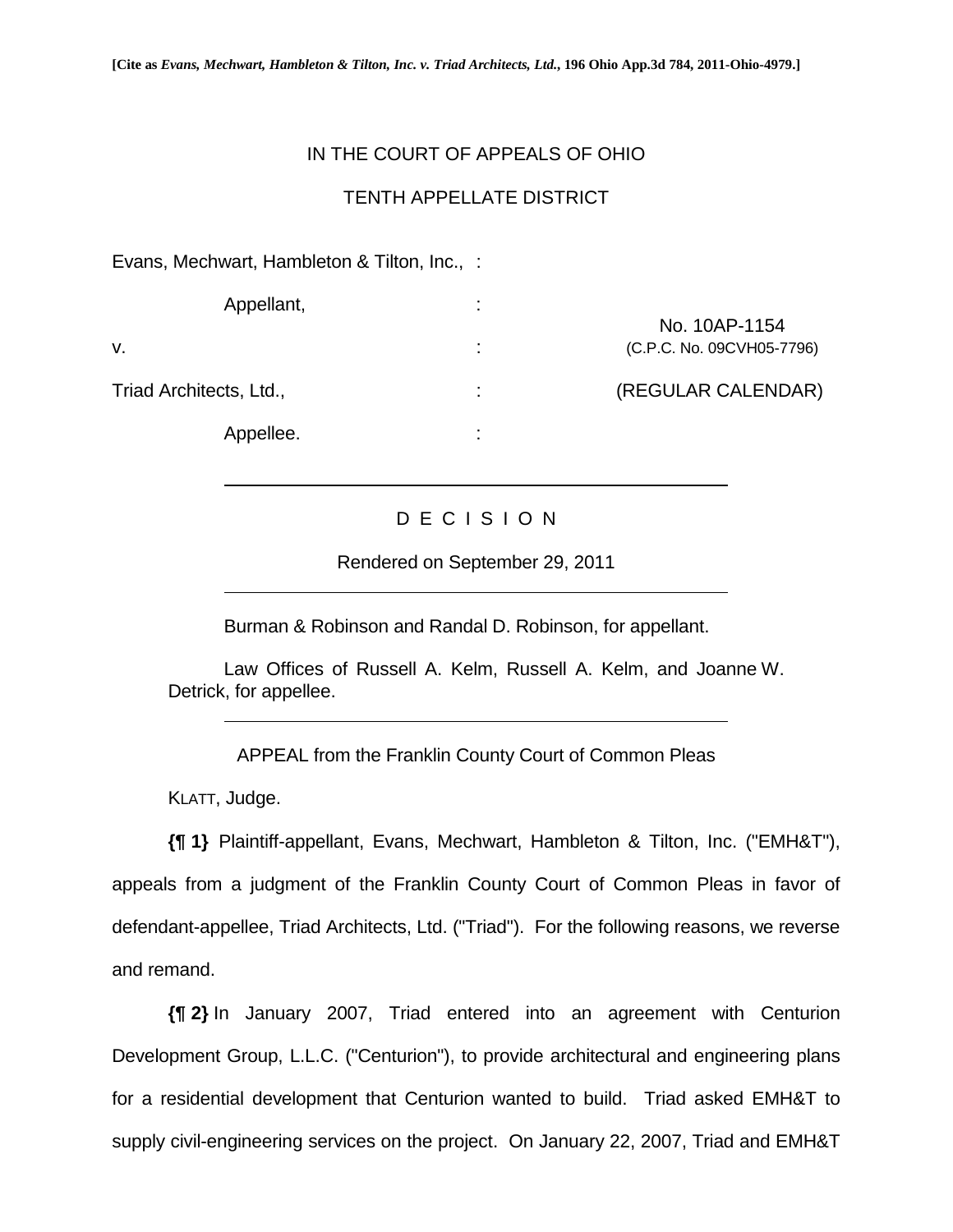[Cite as *Evans, Mechwart, Hambleton & Tilton, Inc. v. Triad Architects, Ltd.*, 196 Ohio App.3d 784, 2011-Ohio-4979.]

IN THE COURT OF APPEALS OF OHIO

TENTH APPELLATE DISTRICT

| | | |
|---|---|---|
| Evans, Mechwart, Hambleton & Tilton, Inc., | : | |
| Appellant, | : | No. 10AP-1154 |
| v. | : | (C.P.C. No. 09CVH05-7796) |
| Triad Architects, Ltd., | : | (REGULAR CALENDAR) |
| Appellee. | : | |

D E C I S I O N

Rendered on September 29, 2011

Burman & Robinson and Randal D. Robinson, for appellant.

Law Offices of Russell A. Kelm, Russell A. Kelm, and Joanne W. Detrick, for appellee.

APPEAL from the Franklin County Court of Common Pleas

KLATT, Judge.

**{¶ 1}** Plaintiff-appellant, Evans, Mechwart, Hambleton & Tilton, Inc. ("EMH&T"), appeals from a judgment of the Franklin County Court of Common Pleas in favor of defendant-appellee, Triad Architects, Ltd. ("Triad"). For the following reasons, we reverse and remand.

**{¶ 2}** In January 2007, Triad entered into an agreement with Centurion Development Group, L.L.C. ("Centurion"), to provide architectural and engineering plans for a residential development that Centurion wanted to build. Triad asked EMH&T to supply civil-engineering services on the project. On January 22, 2007, Triad and EMH&T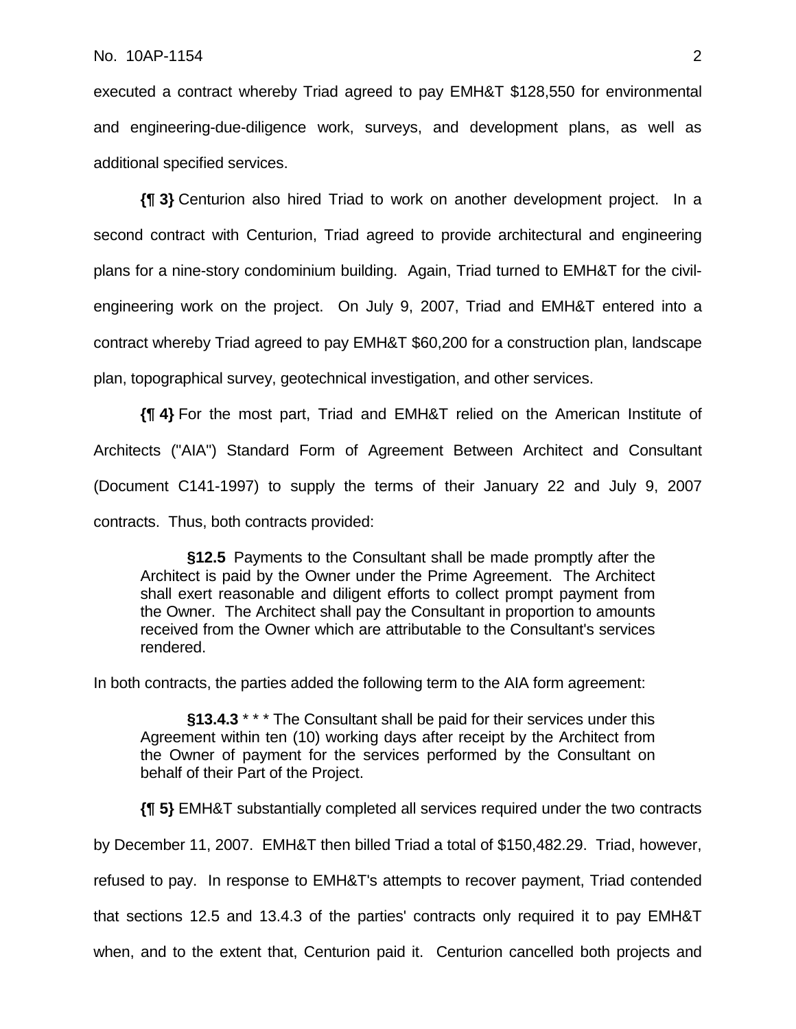executed a contract whereby Triad agreed to pay EMH&T $128,550 for environmental and engineering-due-diligence work, surveys, and development plans, as well as additional specified services.

**{¶ 3}** Centurion also hired Triad to work on another development project. In a second contract with Centurion, Triad agreed to provide architectural and engineering plans for a nine-story condominium building. Again, Triad turned to EMH&T for the civil-engineering work on the project. On July 9, 2007, Triad and EMH&T entered into a contract whereby Triad agreed to pay EMH&T $60,200 for a construction plan, landscape plan, topographical survey, geotechnical investigation, and other services.

**{¶ 4}** For the most part, Triad and EMH&T relied on the American Institute of Architects ("AIA") Standard Form of Agreement Between Architect and Consultant (Document C141-1997) to supply the terms of their January 22 and July 9, 2007 contracts. Thus, both contracts provided:

> **§12.5** Payments to the Consultant shall be made promptly after the Architect is paid by the Owner under the Prime Agreement. The Architect shall exert reasonable and diligent efforts to collect prompt payment from the Owner. The Architect shall pay the Consultant in proportion to amounts received from the Owner which are attributable to the Consultant's services rendered.

In both contracts, the parties added the following term to the AIA form agreement:

> **§13.4.3** * * * The Consultant shall be paid for their services under this Agreement within ten (10) working days after receipt by the Architect from the Owner of payment for the services performed by the Consultant on behalf of their Part of the Project.

**{¶ 5}** EMH&T substantially completed all services required under the two contracts by December 11, 2007. EMH&T then billed Triad a total of $150,482.29. Triad, however, refused to pay. In response to EMH&T's attempts to recover payment, Triad contended that sections 12.5 and 13.4.3 of the parties' contracts only required it to pay EMH&T when, and to the extent that, Centurion paid it. Centurion cancelled both projects and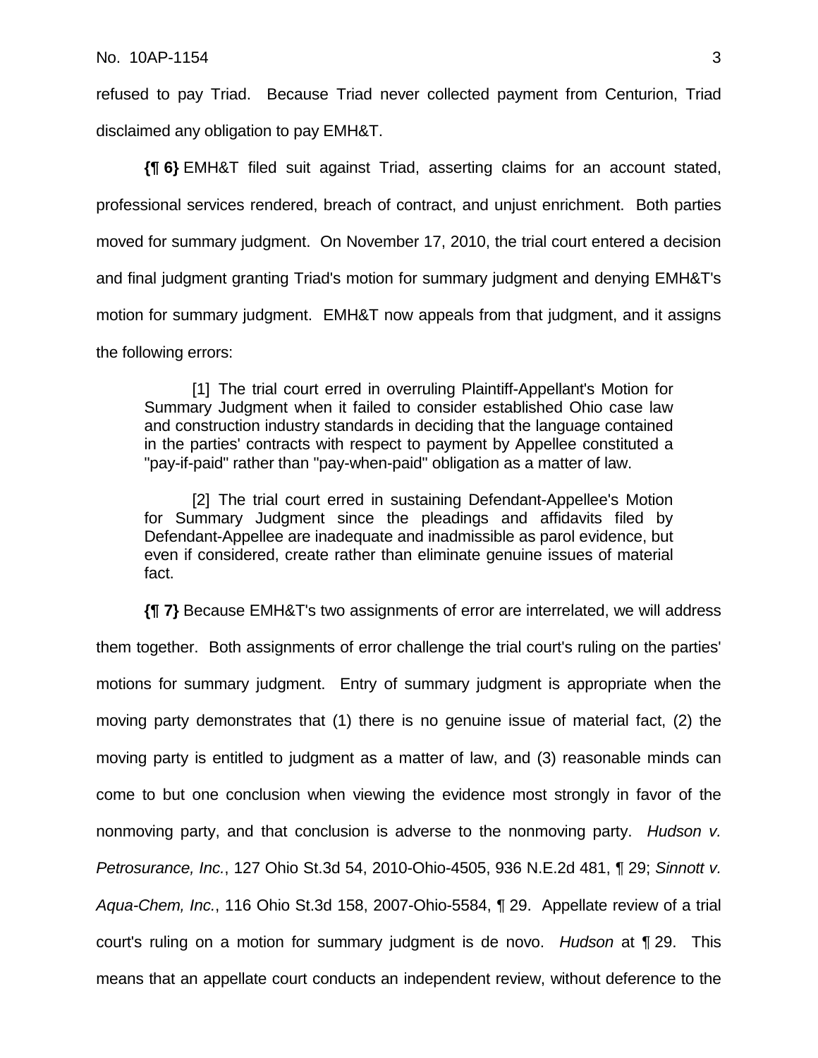refused to pay Triad. Because Triad never collected payment from Centurion, Triad disclaimed any obligation to pay EMH&T.

**{¶ 6}** EMH&T filed suit against Triad, asserting claims for an account stated, professional services rendered, breach of contract, and unjust enrichment. Both parties moved for summary judgment. On November 17, 2010, the trial court entered a decision and final judgment granting Triad's motion for summary judgment and denying EMH&T's motion for summary judgment. EMH&T now appeals from that judgment, and it assigns the following errors:

> [1] The trial court erred in overruling Plaintiff-Appellant's Motion for Summary Judgment when it failed to consider established Ohio case law and construction industry standards in deciding that the language contained in the parties' contracts with respect to payment by Appellee constituted a "pay-if-paid" rather than "pay-when-paid" obligation as a matter of law.
>
> [2] The trial court erred in sustaining Defendant-Appellee's Motion for Summary Judgment since the pleadings and affidavits filed by Defendant-Appellee are inadequate and inadmissible as parol evidence, but even if considered, create rather than eliminate genuine issues of material fact.

**{¶ 7}** Because EMH&T's two assignments of error are interrelated, we will address them together. Both assignments of error challenge the trial court's ruling on the parties' motions for summary judgment. Entry of summary judgment is appropriate when the moving party demonstrates that (1) there is no genuine issue of material fact, (2) the moving party is entitled to judgment as a matter of law, and (3) reasonable minds can come to but one conclusion when viewing the evidence most strongly in favor of the nonmoving party, and that conclusion is adverse to the nonmoving party. *Hudson v. Petrosurance, Inc.*, 127 Ohio St.3d 54, 2010-Ohio-4505, 936 N.E.2d 481, ¶ 29; *Sinnott v. Aqua-Chem, Inc.*, 116 Ohio St.3d 158, 2007-Ohio-5584, ¶ 29. Appellate review of a trial court's ruling on a motion for summary judgment is de novo. *Hudson* at ¶ 29. This means that an appellate court conducts an independent review, without deference to the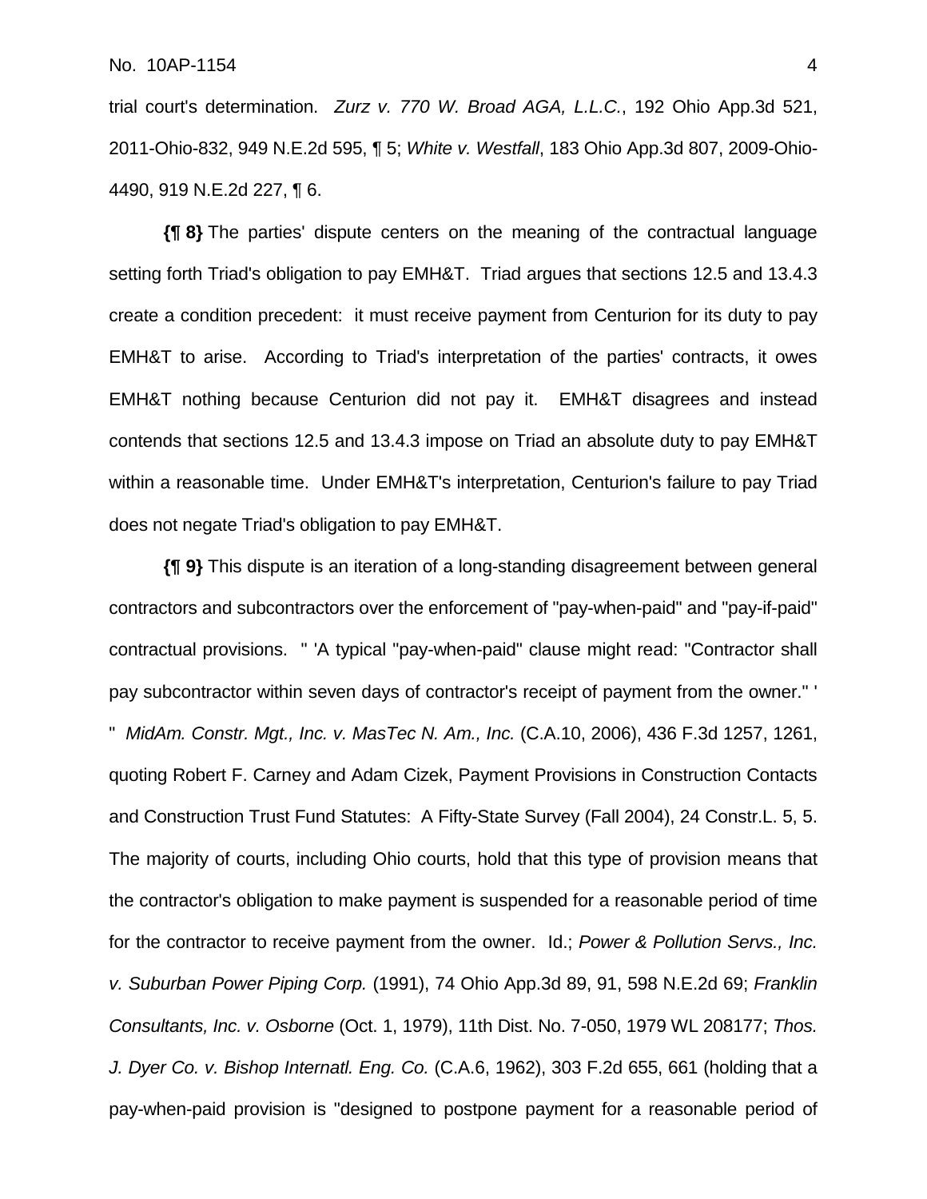trial court's determination. *Zurz v. 770 W. Broad AGA, L.L.C.*, 192 Ohio App.3d 521, 2011-Ohio-832, 949 N.E.2d 595, ¶ 5; *White v. Westfall*, 183 Ohio App.3d 807, 2009-Ohio-4490, 919 N.E.2d 227, ¶ 6.

**{¶ 8}** The parties' dispute centers on the meaning of the contractual language setting forth Triad's obligation to pay EMH&T. Triad argues that sections 12.5 and 13.4.3 create a condition precedent: it must receive payment from Centurion for its duty to pay EMH&T to arise. According to Triad's interpretation of the parties' contracts, it owes EMH&T nothing because Centurion did not pay it. EMH&T disagrees and instead contends that sections 12.5 and 13.4.3 impose on Triad an absolute duty to pay EMH&T within a reasonable time. Under EMH&T's interpretation, Centurion's failure to pay Triad does not negate Triad's obligation to pay EMH&T.

**{¶ 9}** This dispute is an iteration of a long-standing disagreement between general contractors and subcontractors over the enforcement of "pay-when-paid" and "pay-if-paid" contractual provisions. " 'A typical "pay-when-paid" clause might read: "Contractor shall pay subcontractor within seven days of contractor's receipt of payment from the owner." ' " *MidAm. Constr. Mgt., Inc. v. MasTec N. Am., Inc.* (C.A.10, 2006), 436 F.3d 1257, 1261, quoting Robert F. Carney and Adam Cizek, Payment Provisions in Construction Contacts and Construction Trust Fund Statutes: A Fifty-State Survey (Fall 2004), 24 Constr.L. 5, 5. The majority of courts, including Ohio courts, hold that this type of provision means that the contractor's obligation to make payment is suspended for a reasonable period of time for the contractor to receive payment from the owner. Id.; *Power & Pollution Servs., Inc. v. Suburban Power Piping Corp.* (1991), 74 Ohio App.3d 89, 91, 598 N.E.2d 69; *Franklin Consultants, Inc. v. Osborne* (Oct. 1, 1979), 11th Dist. No. 7-050, 1979 WL 208177; *Thos. J. Dyer Co. v. Bishop Internatl. Eng. Co.* (C.A.6, 1962), 303 F.2d 655, 661 (holding that a pay-when-paid provision is "designed to postpone payment for a reasonable period of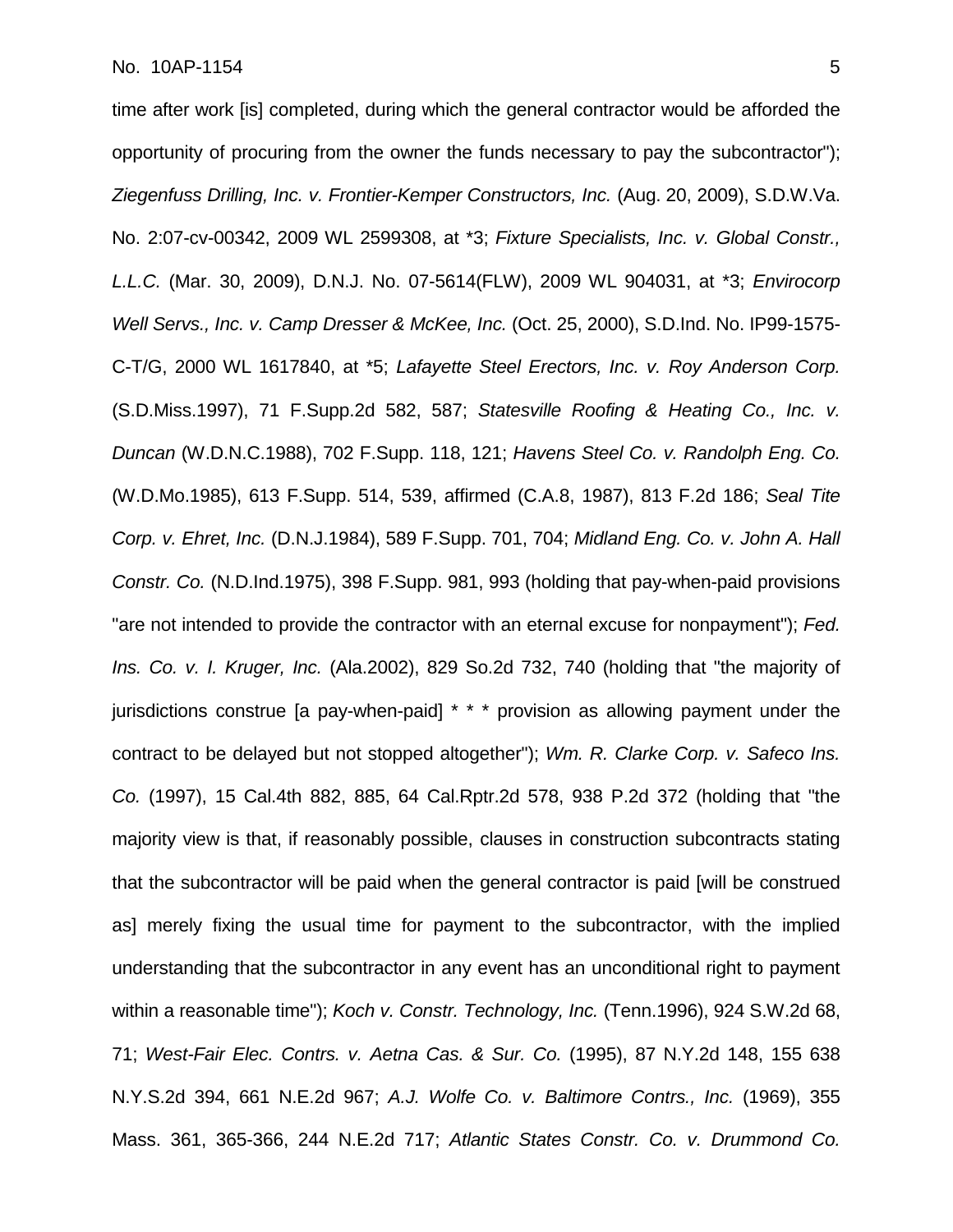time after work [is] completed, during which the general contractor would be afforded the opportunity of procuring from the owner the funds necessary to pay the subcontractor"); *Ziegenfuss Drilling, Inc. v. Frontier-Kemper Constructors, Inc.* (Aug. 20, 2009), S.D.W.Va. No. 2:07-cv-00342, 2009 WL 2599308, at *3; *Fixture Specialists, Inc. v. Global Constr., L.L.C.* (Mar. 30, 2009), D.N.J. No. 07-5614(FLW), 2009 WL 904031, at *3; *Envirocorp Well Servs., Inc. v. Camp Dresser & McKee, Inc.* (Oct. 25, 2000), S.D.Ind. No. IP99-1575-C-T/G, 2000 WL 1617840, at *5; *Lafayette Steel Erectors, Inc. v. Roy Anderson Corp.* (S.D.Miss.1997), 71 F.Supp.2d 582, 587; *Statesville Roofing & Heating Co., Inc. v. Duncan* (W.D.N.C.1988), 702 F.Supp. 118, 121; *Havens Steel Co. v. Randolph Eng. Co.* (W.D.Mo.1985), 613 F.Supp. 514, 539, affirmed (C.A.8, 1987), 813 F.2d 186; *Seal Tite Corp. v. Ehret, Inc.* (D.N.J.1984), 589 F.Supp. 701, 704; *Midland Eng. Co. v. John A. Hall Constr. Co.* (N.D.Ind.1975), 398 F.Supp. 981, 993 (holding that pay-when-paid provisions "are not intended to provide the contractor with an eternal excuse for nonpayment"); *Fed. Ins. Co. v. I. Kruger, Inc.* (Ala.2002), 829 So.2d 732, 740 (holding that "the majority of jurisdictions construe [a pay-when-paid] * * * provision as allowing payment under the contract to be delayed but not stopped altogether"); *Wm. R. Clarke Corp. v. Safeco Ins. Co.* (1997), 15 Cal.4th 882, 885, 64 Cal.Rptr.2d 578, 938 P.2d 372 (holding that "the majority view is that, if reasonably possible, clauses in construction subcontracts stating that the subcontractor will be paid when the general contractor is paid [will be construed as] merely fixing the usual time for payment to the subcontractor, with the implied understanding that the subcontractor in any event has an unconditional right to payment within a reasonable time"); *Koch v. Constr. Technology, Inc.* (Tenn.1996), 924 S.W.2d 68, 71; *West-Fair Elec. Contrs. v. Aetna Cas. & Sur. Co.* (1995), 87 N.Y.2d 148, 155 638 N.Y.S.2d 394, 661 N.E.2d 967; *A.J. Wolfe Co. v. Baltimore Contrs., Inc.* (1969), 355 Mass. 361, 365-366, 244 N.E.2d 717; *Atlantic States Constr. Co. v. Drummond Co.*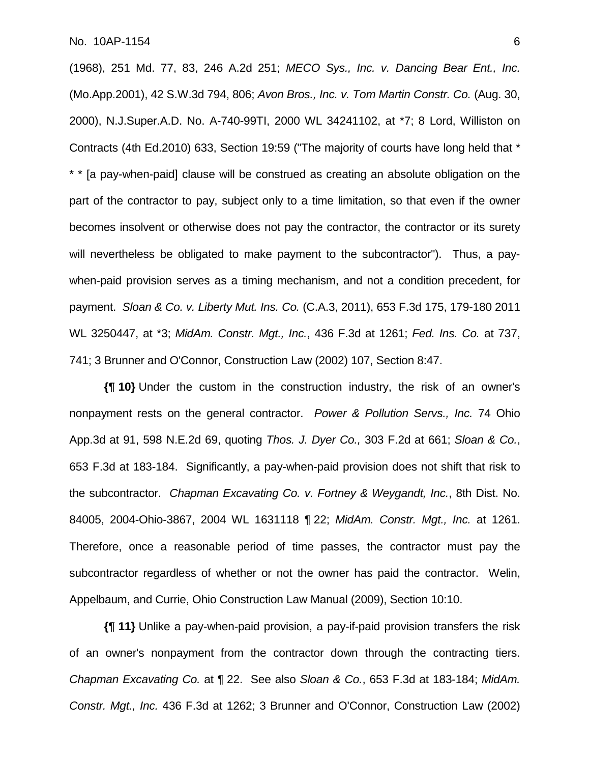(1968), 251 Md. 77, 83, 246 A.2d 251; *MECO Sys., Inc. v. Dancing Bear Ent., Inc.* (Mo.App.2001), 42 S.W.3d 794, 806; *Avon Bros., Inc. v. Tom Martin Constr. Co.* (Aug. 30, 2000), N.J.Super.A.D. No. A-740-99TI, 2000 WL 34241102, at *7; 8 Lord, Williston on Contracts (4th Ed.2010) 633, Section 19:59 ("The majority of courts have long held that * * * [a pay-when-paid] clause will be construed as creating an absolute obligation on the part of the contractor to pay, subject only to a time limitation, so that even if the owner becomes insolvent or otherwise does not pay the contractor, the contractor or its surety will nevertheless be obligated to make payment to the subcontractor"). Thus, a pay-when-paid provision serves as a timing mechanism, and not a condition precedent, for payment. *Sloan & Co. v. Liberty Mut. Ins. Co.* (C.A.3, 2011), 653 F.3d 175, 179-180 2011 WL 3250447, at *3; *MidAm. Constr. Mgt., Inc.*, 436 F.3d at 1261; *Fed. Ins. Co.* at 737, 741; 3 Brunner and O'Connor, Construction Law (2002) 107, Section 8:47.

**{¶ 10}** Under the custom in the construction industry, the risk of an owner's nonpayment rests on the general contractor. *Power & Pollution Servs., Inc.* 74 Ohio App.3d at 91, 598 N.E.2d 69, quoting *Thos. J. Dyer Co.,* 303 F.2d at 661; *Sloan & Co.*, 653 F.3d at 183-184. Significantly, a pay-when-paid provision does not shift that risk to the subcontractor. *Chapman Excavating Co. v. Fortney & Weygandt, Inc.*, 8th Dist. No. 84005, 2004-Ohio-3867, 2004 WL 1631118 ¶ 22; *MidAm. Constr. Mgt., Inc.* at 1261. Therefore, once a reasonable period of time passes, the contractor must pay the subcontractor regardless of whether or not the owner has paid the contractor. Welin, Appelbaum, and Currie, Ohio Construction Law Manual (2009), Section 10:10.

**{¶ 11}** Unlike a pay-when-paid provision, a pay-if-paid provision transfers the risk of an owner's nonpayment from the contractor down through the contracting tiers. *Chapman Excavating Co.* at ¶ 22. See also *Sloan & Co.*, 653 F.3d at 183-184; *MidAm. Constr. Mgt., Inc.* 436 F.3d at 1262; 3 Brunner and O'Connor, Construction Law (2002)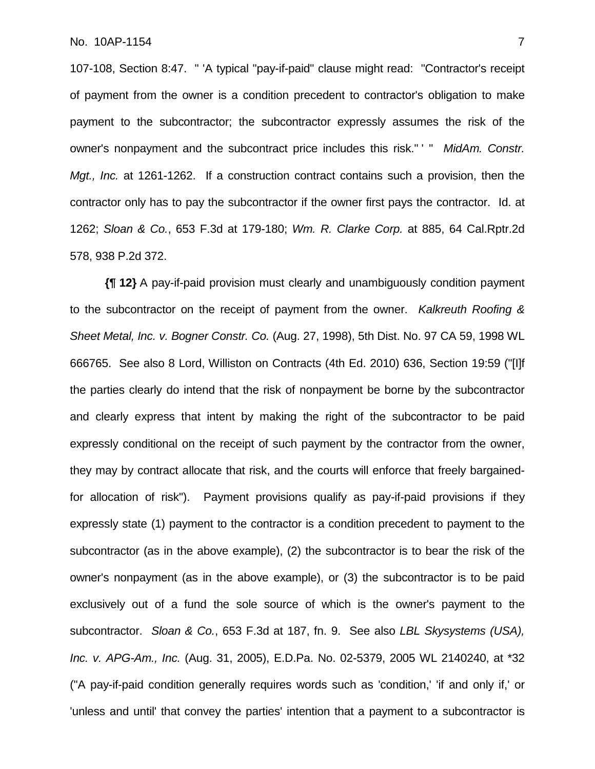107-108, Section 8:47. " 'A typical "pay-if-paid" clause might read: "Contractor's receipt of payment from the owner is a condition precedent to contractor's obligation to make payment to the subcontractor; the subcontractor expressly assumes the risk of the owner's nonpayment and the subcontract price includes this risk." ' " *MidAm. Constr. Mgt., Inc.* at 1261-1262. If a construction contract contains such a provision, then the contractor only has to pay the subcontractor if the owner first pays the contractor. Id. at 1262; *Sloan & Co.*, 653 F.3d at 179-180; *Wm. R. Clarke Corp.* at 885, 64 Cal.Rptr.2d 578, 938 P.2d 372.

**{¶ 12}** A pay-if-paid provision must clearly and unambiguously condition payment to the subcontractor on the receipt of payment from the owner. *Kalkreuth Roofing & Sheet Metal, Inc. v. Bogner Constr. Co.* (Aug. 27, 1998), 5th Dist. No. 97 CA 59, 1998 WL 666765. See also 8 Lord, Williston on Contracts (4th Ed. 2010) 636, Section 19:59 ("[I]f the parties clearly do intend that the risk of nonpayment be borne by the subcontractor and clearly express that intent by making the right of the subcontractor to be paid expressly conditional on the receipt of such payment by the contractor from the owner, they may by contract allocate that risk, and the courts will enforce that freely bargained-for allocation of risk"). Payment provisions qualify as pay-if-paid provisions if they expressly state (1) payment to the contractor is a condition precedent to payment to the subcontractor (as in the above example), (2) the subcontractor is to bear the risk of the owner's nonpayment (as in the above example), or (3) the subcontractor is to be paid exclusively out of a fund the sole source of which is the owner's payment to the subcontractor. *Sloan & Co.*, 653 F.3d at 187, fn. 9. See also *LBL Skysystems (USA), Inc. v. APG-Am., Inc.* (Aug. 31, 2005), E.D.Pa. No. 02-5379, 2005 WL 2140240, at *32 ("A pay-if-paid condition generally requires words such as 'condition,' 'if and only if,' or 'unless and until' that convey the parties' intention that a payment to a subcontractor is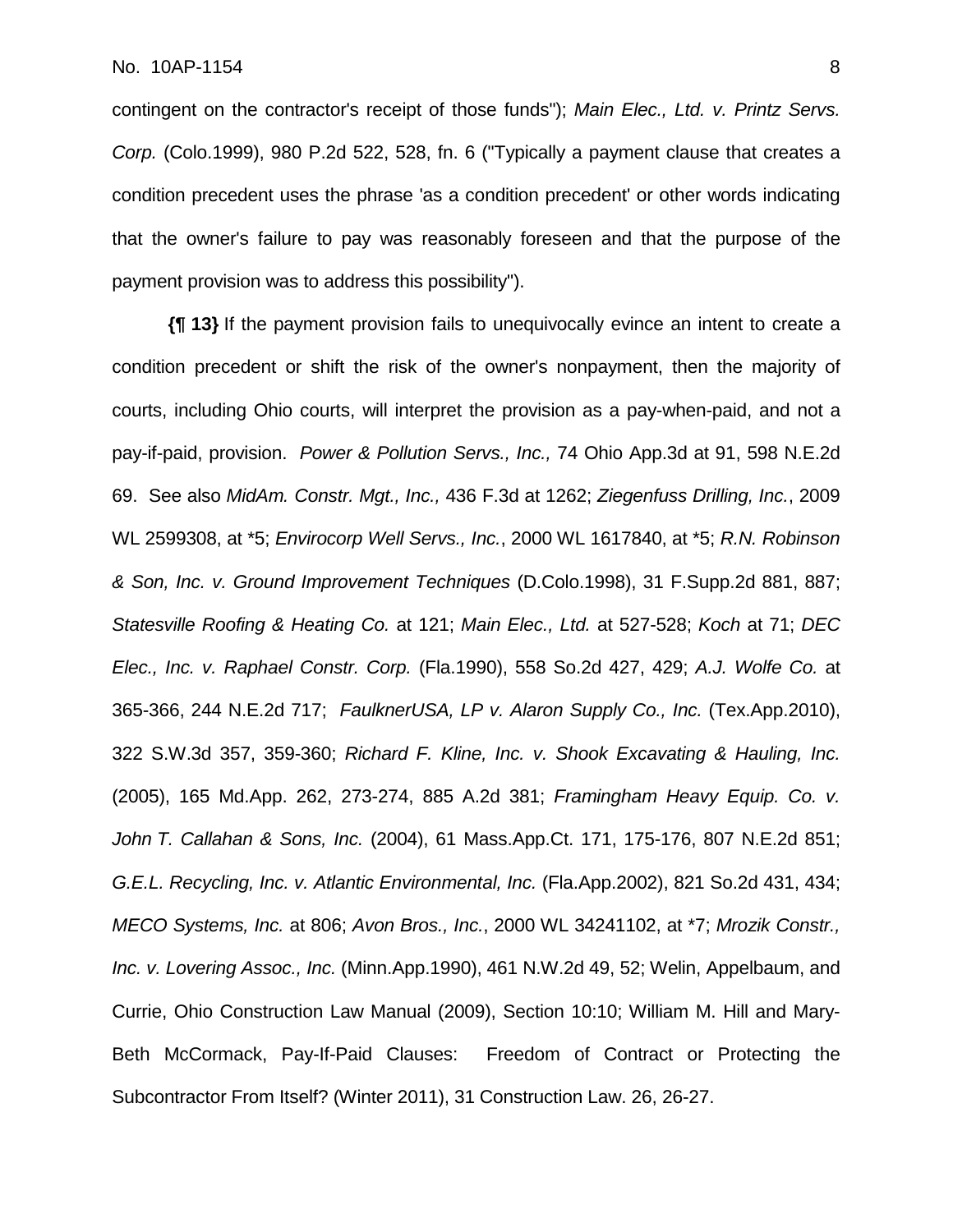contingent on the contractor's receipt of those funds"); *Main Elec., Ltd. v. Printz Servs. Corp.* (Colo.1999), 980 P.2d 522, 528, fn. 6 ("Typically a payment clause that creates a condition precedent uses the phrase 'as a condition precedent' or other words indicating that the owner's failure to pay was reasonably foreseen and that the purpose of the payment provision was to address this possibility").

**{¶ 13}** If the payment provision fails to unequivocally evince an intent to create a condition precedent or shift the risk of the owner's nonpayment, then the majority of courts, including Ohio courts, will interpret the provision as a pay-when-paid, and not a pay-if-paid, provision. *Power & Pollution Servs., Inc.,* 74 Ohio App.3d at 91, 598 N.E.2d 69. See also *MidAm. Constr. Mgt., Inc.,* 436 F.3d at 1262; *Ziegenfuss Drilling, Inc.*, 2009 WL 2599308, at *5; *Envirocorp Well Servs., Inc.*, 2000 WL 1617840, at *5; *R.N. Robinson & Son, Inc. v. Ground Improvement Techniques* (D.Colo.1998), 31 F.Supp.2d 881, 887; *Statesville Roofing & Heating Co.* at 121; *Main Elec., Ltd.* at 527-528; *Koch* at 71; *DEC Elec., Inc. v. Raphael Constr. Corp.* (Fla.1990), 558 So.2d 427, 429; *A.J. Wolfe Co.* at 365-366, 244 N.E.2d 717; *FaulknerUSA, LP v. Alaron Supply Co., Inc.* (Tex.App.2010), 322 S.W.3d 357, 359-360; *Richard F. Kline, Inc. v. Shook Excavating & Hauling, Inc.* (2005), 165 Md.App. 262, 273-274, 885 A.2d 381; *Framingham Heavy Equip. Co. v. John T. Callahan & Sons, Inc.* (2004), 61 Mass.App.Ct. 171, 175-176, 807 N.E.2d 851; *G.E.L. Recycling, Inc. v. Atlantic Environmental, Inc.* (Fla.App.2002), 821 So.2d 431, 434; *MECO Systems, Inc.* at 806; *Avon Bros., Inc.*, 2000 WL 34241102, at *7; *Mrozik Constr., Inc. v. Lovering Assoc., Inc.* (Minn.App.1990), 461 N.W.2d 49, 52; Welin, Appelbaum, and Currie, Ohio Construction Law Manual (2009), Section 10:10; William M. Hill and Mary-Beth McCormack, Pay-If-Paid Clauses: Freedom of Contract or Protecting the Subcontractor From Itself? (Winter 2011), 31 Construction Law. 26, 26-27.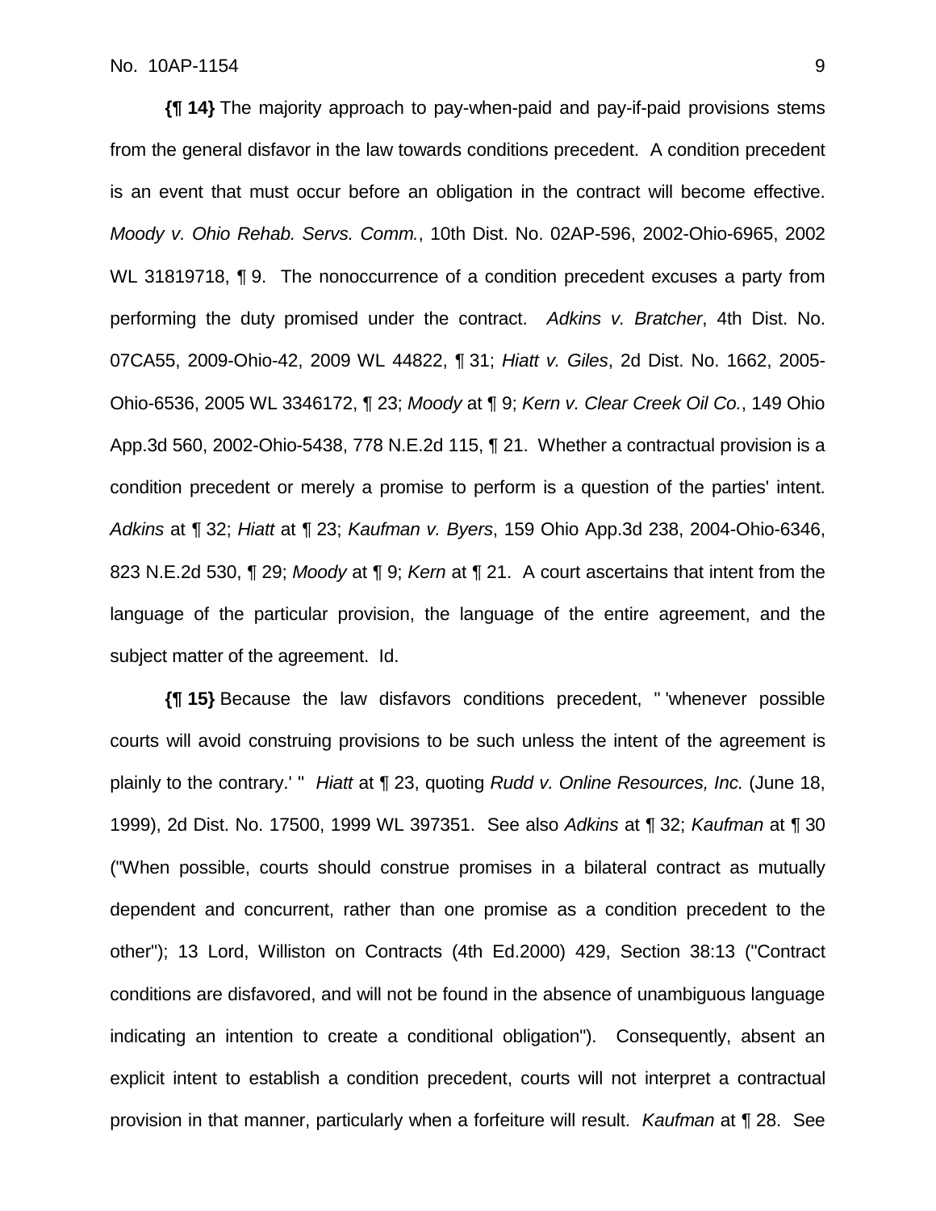**{¶ 14}** The majority approach to pay-when-paid and pay-if-paid provisions stems from the general disfavor in the law towards conditions precedent. A condition precedent is an event that must occur before an obligation in the contract will become effective. *Moody v. Ohio Rehab. Servs. Comm.*, 10th Dist. No. 02AP-596, 2002-Ohio-6965, 2002 WL 31819718, ¶ 9. The nonoccurrence of a condition precedent excuses a party from performing the duty promised under the contract. *Adkins v. Bratcher*, 4th Dist. No. 07CA55, 2009-Ohio-42, 2009 WL 44822, ¶ 31; *Hiatt v. Giles*, 2d Dist. No. 1662, 2005-Ohio-6536, 2005 WL 3346172, ¶ 23; *Moody* at ¶ 9; *Kern v. Clear Creek Oil Co.*, 149 Ohio App.3d 560, 2002-Ohio-5438, 778 N.E.2d 115, ¶ 21. Whether a contractual provision is a condition precedent or merely a promise to perform is a question of the parties' intent. *Adkins* at ¶ 32; *Hiatt* at ¶ 23; *Kaufman v. Byers*, 159 Ohio App.3d 238, 2004-Ohio-6346, 823 N.E.2d 530, ¶ 29; *Moody* at ¶ 9; *Kern* at ¶ 21. A court ascertains that intent from the language of the particular provision, the language of the entire agreement, and the subject matter of the agreement. Id.

**{¶ 15}** Because the law disfavors conditions precedent, " 'whenever possible courts will avoid construing provisions to be such unless the intent of the agreement is plainly to the contrary.' " *Hiatt* at ¶ 23, quoting *Rudd v. Online Resources, Inc.* (June 18, 1999), 2d Dist. No. 17500, 1999 WL 397351. See also *Adkins* at ¶ 32; *Kaufman* at ¶ 30 ("When possible, courts should construe promises in a bilateral contract as mutually dependent and concurrent, rather than one promise as a condition precedent to the other"); 13 Lord, Williston on Contracts (4th Ed.2000) 429, Section 38:13 ("Contract conditions are disfavored, and will not be found in the absence of unambiguous language indicating an intention to create a conditional obligation"). Consequently, absent an explicit intent to establish a condition precedent, courts will not interpret a contractual provision in that manner, particularly when a forfeiture will result. *Kaufman* at ¶ 28. See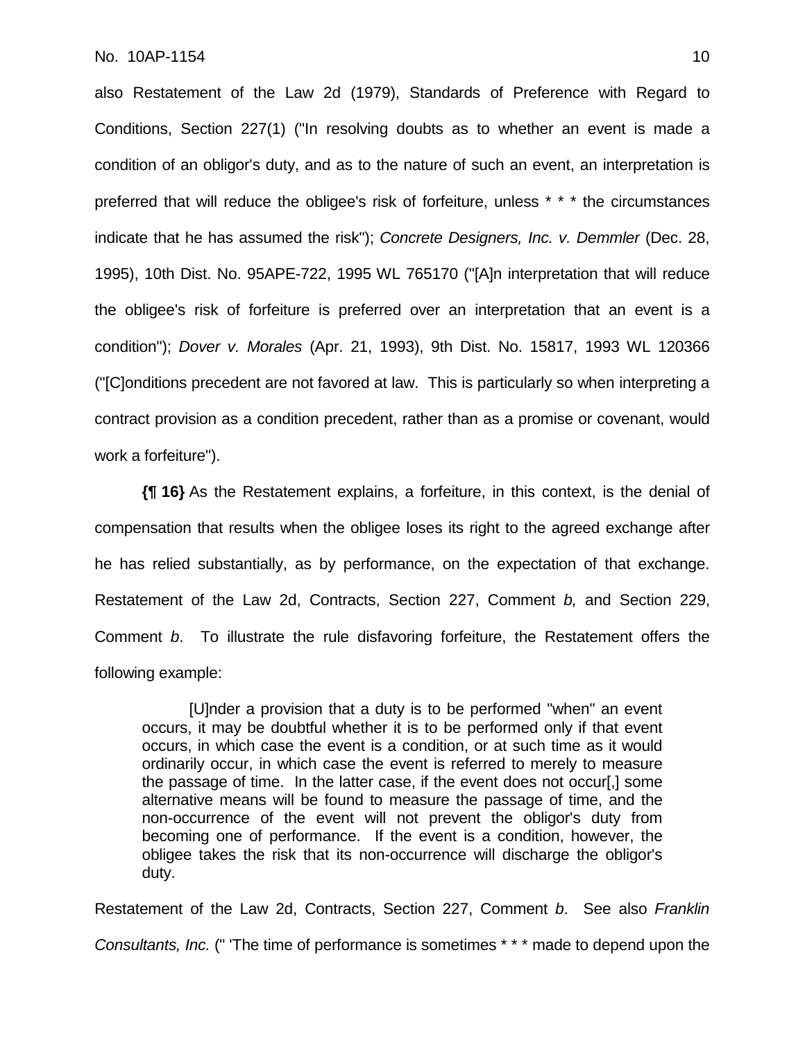also Restatement of the Law 2d (1979), Standards of Preference with Regard to Conditions, Section 227(1) ("In resolving doubts as to whether an event is made a condition of an obligor's duty, and as to the nature of such an event, an interpretation is preferred that will reduce the obligee's risk of forfeiture, unless * * * the circumstances indicate that he has assumed the risk"); *Concrete Designers, Inc. v. Demmler* (Dec. 28, 1995), 10th Dist. No. 95APE-722, 1995 WL 765170 ("[A]n interpretation that will reduce the obligee's risk of forfeiture is preferred over an interpretation that an event is a condition"); *Dover v. Morales* (Apr. 21, 1993), 9th Dist. No. 15817, 1993 WL 120366 ("[C]onditions precedent are not favored at law. This is particularly so when interpreting a contract provision as a condition precedent, rather than as a promise or covenant, would work a forfeiture").

**{¶ 16}** As the Restatement explains, a forfeiture, in this context, is the denial of compensation that results when the obligee loses its right to the agreed exchange after he has relied substantially, as by performance, on the expectation of that exchange. Restatement of the Law 2d, Contracts, Section 227, Comment *b,* and Section 229, Comment *b*. To illustrate the rule disfavoring forfeiture, the Restatement offers the following example:

> [U]nder a provision that a duty is to be performed "when" an event occurs, it may be doubtful whether it is to be performed only if that event occurs, in which case the event is a condition, or at such time as it would ordinarily occur, in which case the event is referred to merely to measure the passage of time. In the latter case, if the event does not occur[,] some alternative means will be found to measure the passage of time, and the non-occurrence of the event will not prevent the obligor's duty from becoming one of performance. If the event is a condition, however, the obligee takes the risk that its non-occurrence will discharge the obligor's duty.

Restatement of the Law 2d, Contracts, Section 227, Comment *b*. See also *Franklin Consultants, Inc.* (" 'The time of performance is sometimes * * * made to depend upon the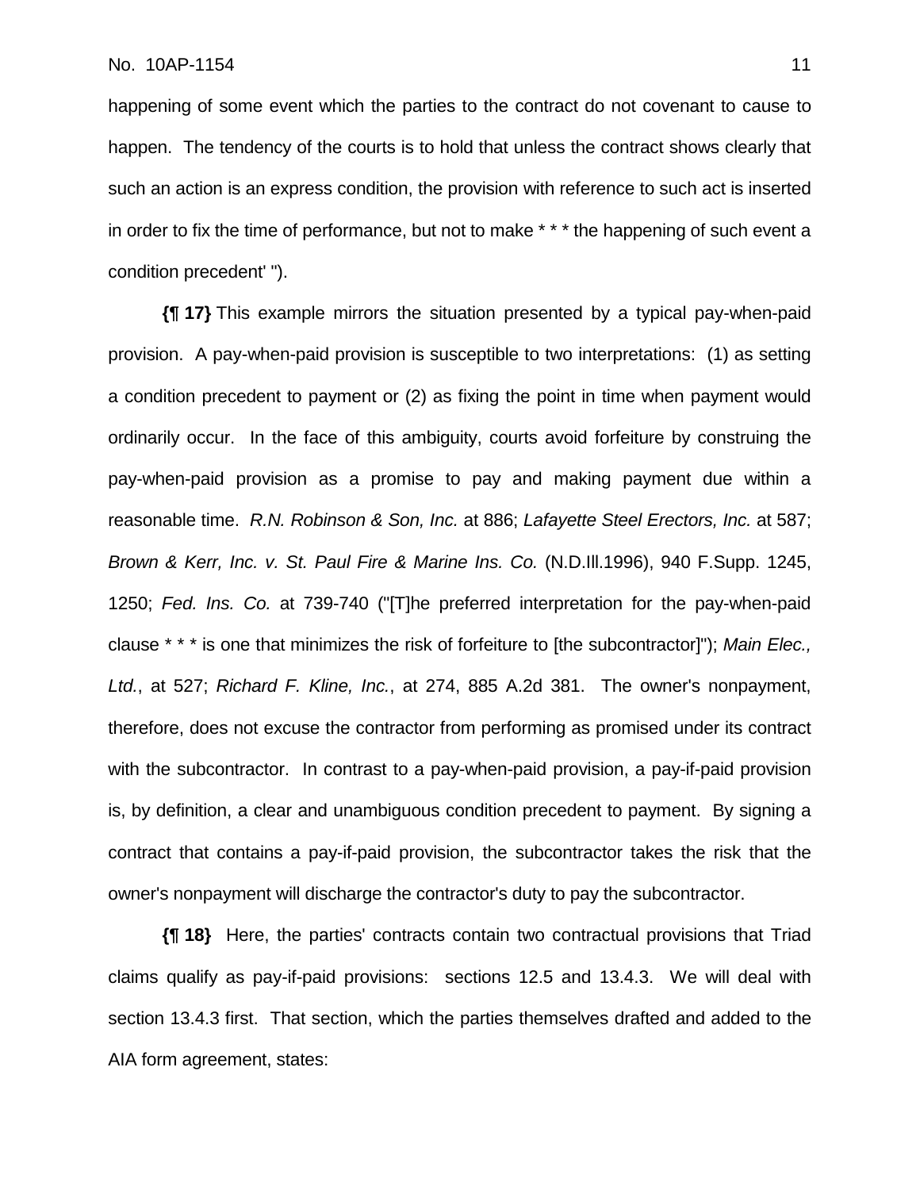happening of some event which the parties to the contract do not covenant to cause to happen. The tendency of the courts is to hold that unless the contract shows clearly that such an action is an express condition, the provision with reference to such act is inserted in order to fix the time of performance, but not to make * * * the happening of such event a condition precedent' ").

**{¶ 17}** This example mirrors the situation presented by a typical pay-when-paid provision. A pay-when-paid provision is susceptible to two interpretations: (1) as setting a condition precedent to payment or (2) as fixing the point in time when payment would ordinarily occur. In the face of this ambiguity, courts avoid forfeiture by construing the pay-when-paid provision as a promise to pay and making payment due within a reasonable time. *R.N. Robinson & Son, Inc.* at 886; *Lafayette Steel Erectors, Inc.* at 587; *Brown & Kerr, Inc. v. St. Paul Fire & Marine Ins. Co.* (N.D.Ill.1996), 940 F.Supp. 1245, 1250; *Fed. Ins. Co.* at 739-740 ("[T]he preferred interpretation for the pay-when-paid clause * * * is one that minimizes the risk of forfeiture to [the subcontractor]"); *Main Elec., Ltd.*, at 527; *Richard F. Kline, Inc.*, at 274, 885 A.2d 381. The owner's nonpayment, therefore, does not excuse the contractor from performing as promised under its contract with the subcontractor. In contrast to a pay-when-paid provision, a pay-if-paid provision is, by definition, a clear and unambiguous condition precedent to payment. By signing a contract that contains a pay-if-paid provision, the subcontractor takes the risk that the owner's nonpayment will discharge the contractor's duty to pay the subcontractor.

**{¶ 18}** Here, the parties' contracts contain two contractual provisions that Triad claims qualify as pay-if-paid provisions: sections 12.5 and 13.4.3. We will deal with section 13.4.3 first. That section, which the parties themselves drafted and added to the AIA form agreement, states: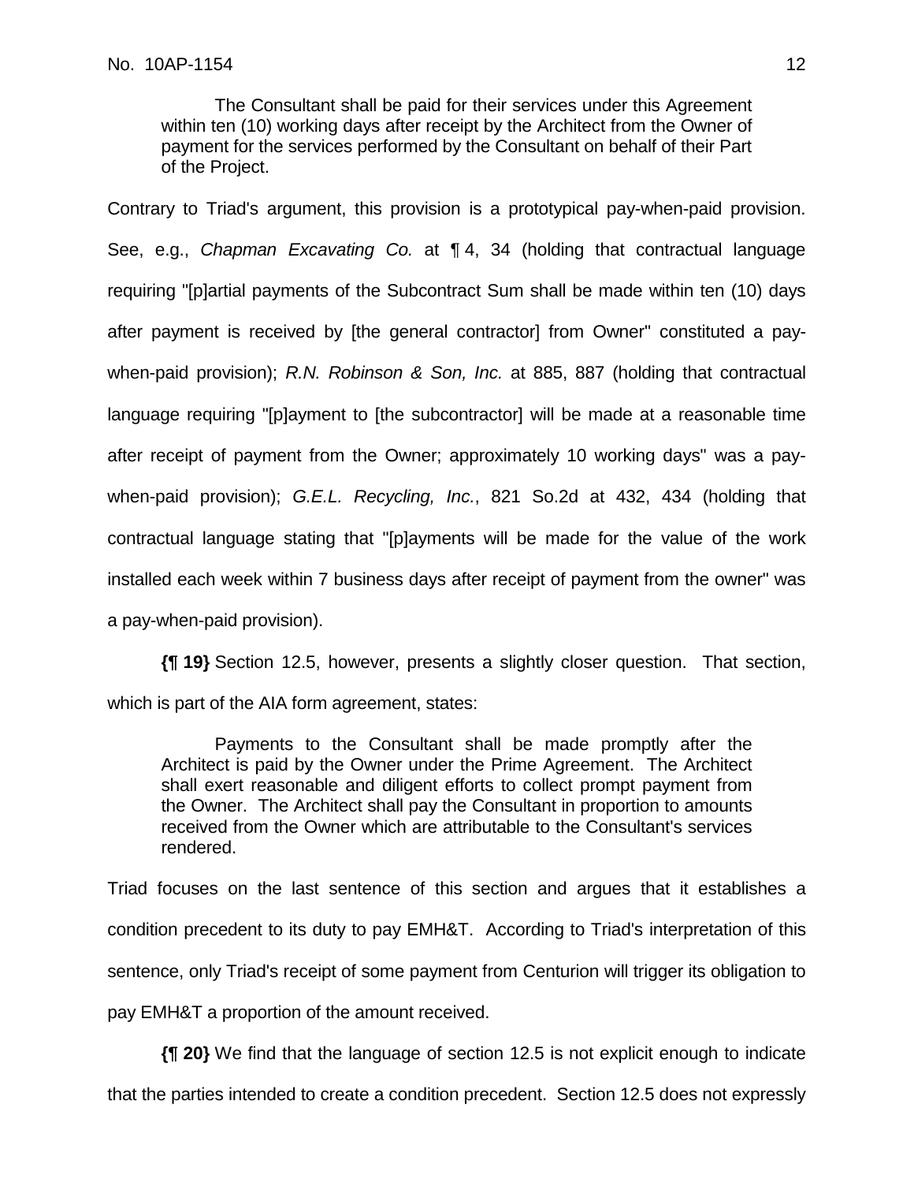> The Consultant shall be paid for their services under this Agreement within ten (10) working days after receipt by the Architect from the Owner of payment for the services performed by the Consultant on behalf of their Part of the Project.

Contrary to Triad's argument, this provision is a prototypical pay-when-paid provision. See, e.g., *Chapman Excavating Co.* at ¶ 4, 34 (holding that contractual language requiring "[p]artial payments of the Subcontract Sum shall be made within ten (10) days after payment is received by [the general contractor] from Owner" constituted a pay-when-paid provision); *R.N. Robinson & Son, Inc.* at 885, 887 (holding that contractual language requiring "[p]ayment to [the subcontractor] will be made at a reasonable time after receipt of payment from the Owner; approximately 10 working days" was a pay-when-paid provision); *G.E.L. Recycling, Inc.*, 821 So.2d at 432, 434 (holding that contractual language stating that "[p]ayments will be made for the value of the work installed each week within 7 business days after receipt of payment from the owner" was a pay-when-paid provision).

**{¶ 19}** Section 12.5, however, presents a slightly closer question. That section, which is part of the AIA form agreement, states:

> Payments to the Consultant shall be made promptly after the Architect is paid by the Owner under the Prime Agreement. The Architect shall exert reasonable and diligent efforts to collect prompt payment from the Owner. The Architect shall pay the Consultant in proportion to amounts received from the Owner which are attributable to the Consultant's services rendered.

Triad focuses on the last sentence of this section and argues that it establishes a condition precedent to its duty to pay EMH&T. According to Triad's interpretation of this sentence, only Triad's receipt of some payment from Centurion will trigger its obligation to pay EMH&T a proportion of the amount received.

**{¶ 20}** We find that the language of section 12.5 is not explicit enough to indicate that the parties intended to create a condition precedent. Section 12.5 does not expressly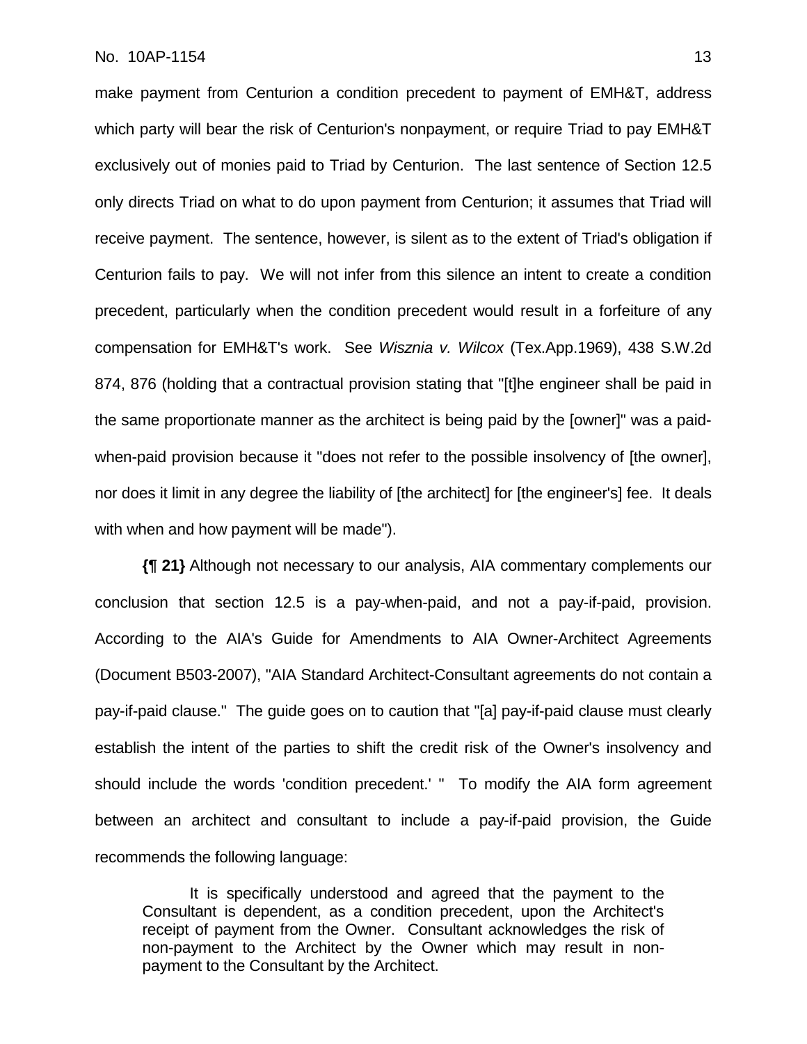make payment from Centurion a condition precedent to payment of EMH&T, address which party will bear the risk of Centurion's nonpayment, or require Triad to pay EMH&T exclusively out of monies paid to Triad by Centurion. The last sentence of Section 12.5 only directs Triad on what to do upon payment from Centurion; it assumes that Triad will receive payment. The sentence, however, is silent as to the extent of Triad's obligation if Centurion fails to pay. We will not infer from this silence an intent to create a condition precedent, particularly when the condition precedent would result in a forfeiture of any compensation for EMH&T's work. See *Wisznia v. Wilcox* (Tex.App.1969), 438 S.W.2d 874, 876 (holding that a contractual provision stating that "[t]he engineer shall be paid in the same proportionate manner as the architect is being paid by the [owner]" was a paid-when-paid provision because it "does not refer to the possible insolvency of [the owner], nor does it limit in any degree the liability of [the architect] for [the engineer's] fee. It deals with when and how payment will be made").

**{¶ 21}** Although not necessary to our analysis, AIA commentary complements our conclusion that section 12.5 is a pay-when-paid, and not a pay-if-paid, provision. According to the AIA's Guide for Amendments to AIA Owner-Architect Agreements (Document B503-2007), "AIA Standard Architect-Consultant agreements do not contain a pay-if-paid clause." The guide goes on to caution that "[a] pay-if-paid clause must clearly establish the intent of the parties to shift the credit risk of the Owner's insolvency and should include the words 'condition precedent.' " To modify the AIA form agreement between an architect and consultant to include a pay-if-paid provision, the Guide recommends the following language:

> It is specifically understood and agreed that the payment to the Consultant is dependent, as a condition precedent, upon the Architect's receipt of payment from the Owner. Consultant acknowledges the risk of non-payment to the Architect by the Owner which may result in non-payment to the Consultant by the Architect.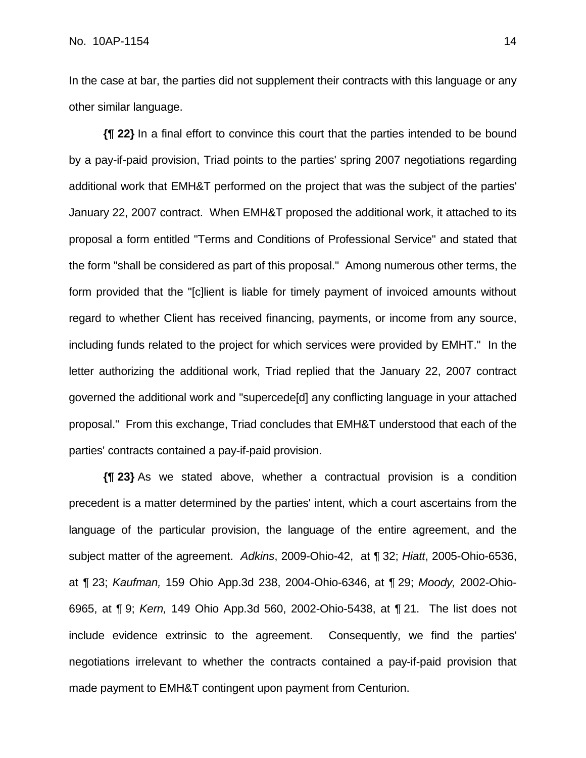In the case at bar, the parties did not supplement their contracts with this language or any other similar language.

**{¶ 22}** In a final effort to convince this court that the parties intended to be bound by a pay-if-paid provision, Triad points to the parties' spring 2007 negotiations regarding additional work that EMH&T performed on the project that was the subject of the parties' January 22, 2007 contract. When EMH&T proposed the additional work, it attached to its proposal a form entitled "Terms and Conditions of Professional Service" and stated that the form "shall be considered as part of this proposal." Among numerous other terms, the form provided that the "[c]lient is liable for timely payment of invoiced amounts without regard to whether Client has received financing, payments, or income from any source, including funds related to the project for which services were provided by EMHT." In the letter authorizing the additional work, Triad replied that the January 22, 2007 contract governed the additional work and "supercede[d] any conflicting language in your attached proposal." From this exchange, Triad concludes that EMH&T understood that each of the parties' contracts contained a pay-if-paid provision.

**{¶ 23}** As we stated above, whether a contractual provision is a condition precedent is a matter determined by the parties' intent, which a court ascertains from the language of the particular provision, the language of the entire agreement, and the subject matter of the agreement. *Adkins*, 2009-Ohio-42, at ¶ 32; *Hiatt*, 2005-Ohio-6536, at ¶ 23; *Kaufman,* 159 Ohio App.3d 238, 2004-Ohio-6346, at ¶ 29; *Moody,* 2002-Ohio-6965, at ¶ 9; *Kern,* 149 Ohio App.3d 560, 2002-Ohio-5438, at ¶ 21. The list does not include evidence extrinsic to the agreement. Consequently, we find the parties' negotiations irrelevant to whether the contracts contained a pay-if-paid provision that made payment to EMH&T contingent upon payment from Centurion.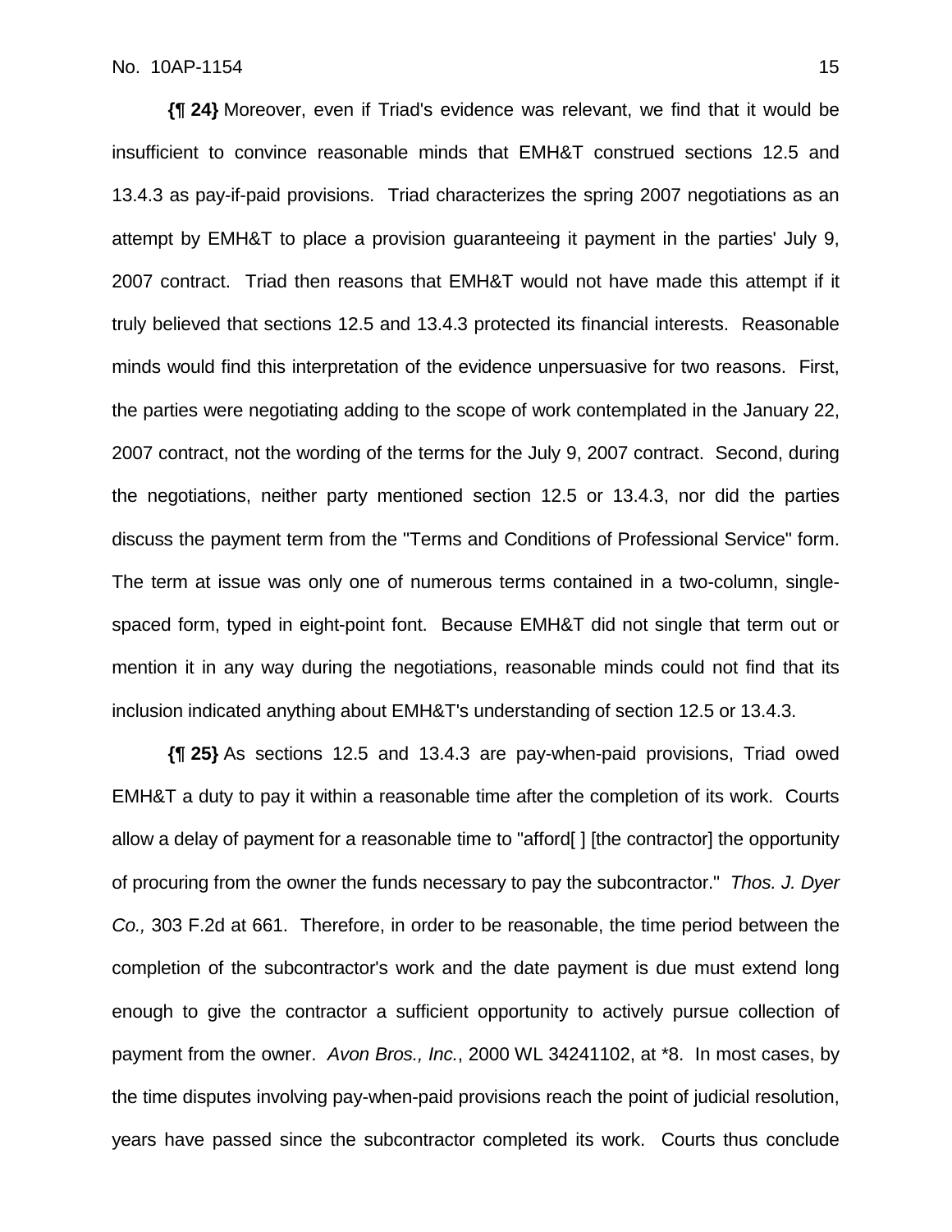**{¶ 24}** Moreover, even if Triad's evidence was relevant, we find that it would be insufficient to convince reasonable minds that EMH&T construed sections 12.5 and 13.4.3 as pay-if-paid provisions. Triad characterizes the spring 2007 negotiations as an attempt by EMH&T to place a provision guaranteeing it payment in the parties' July 9, 2007 contract. Triad then reasons that EMH&T would not have made this attempt if it truly believed that sections 12.5 and 13.4.3 protected its financial interests. Reasonable minds would find this interpretation of the evidence unpersuasive for two reasons. First, the parties were negotiating adding to the scope of work contemplated in the January 22, 2007 contract, not the wording of the terms for the July 9, 2007 contract. Second, during the negotiations, neither party mentioned section 12.5 or 13.4.3, nor did the parties discuss the payment term from the "Terms and Conditions of Professional Service" form. The term at issue was only one of numerous terms contained in a two-column, single-spaced form, typed in eight-point font. Because EMH&T did not single that term out or mention it in any way during the negotiations, reasonable minds could not find that its inclusion indicated anything about EMH&T's understanding of section 12.5 or 13.4.3.

**{¶ 25}** As sections 12.5 and 13.4.3 are pay-when-paid provisions, Triad owed EMH&T a duty to pay it within a reasonable time after the completion of its work. Courts allow a delay of payment for a reasonable time to "afford[ ] [the contractor] the opportunity of procuring from the owner the funds necessary to pay the subcontractor." *Thos. J. Dyer Co.,* 303 F.2d at 661. Therefore, in order to be reasonable, the time period between the completion of the subcontractor's work and the date payment is due must extend long enough to give the contractor a sufficient opportunity to actively pursue collection of payment from the owner. *Avon Bros., Inc.*, 2000 WL 34241102, at *8. In most cases, by the time disputes involving pay-when-paid provisions reach the point of judicial resolution, years have passed since the subcontractor completed its work. Courts thus conclude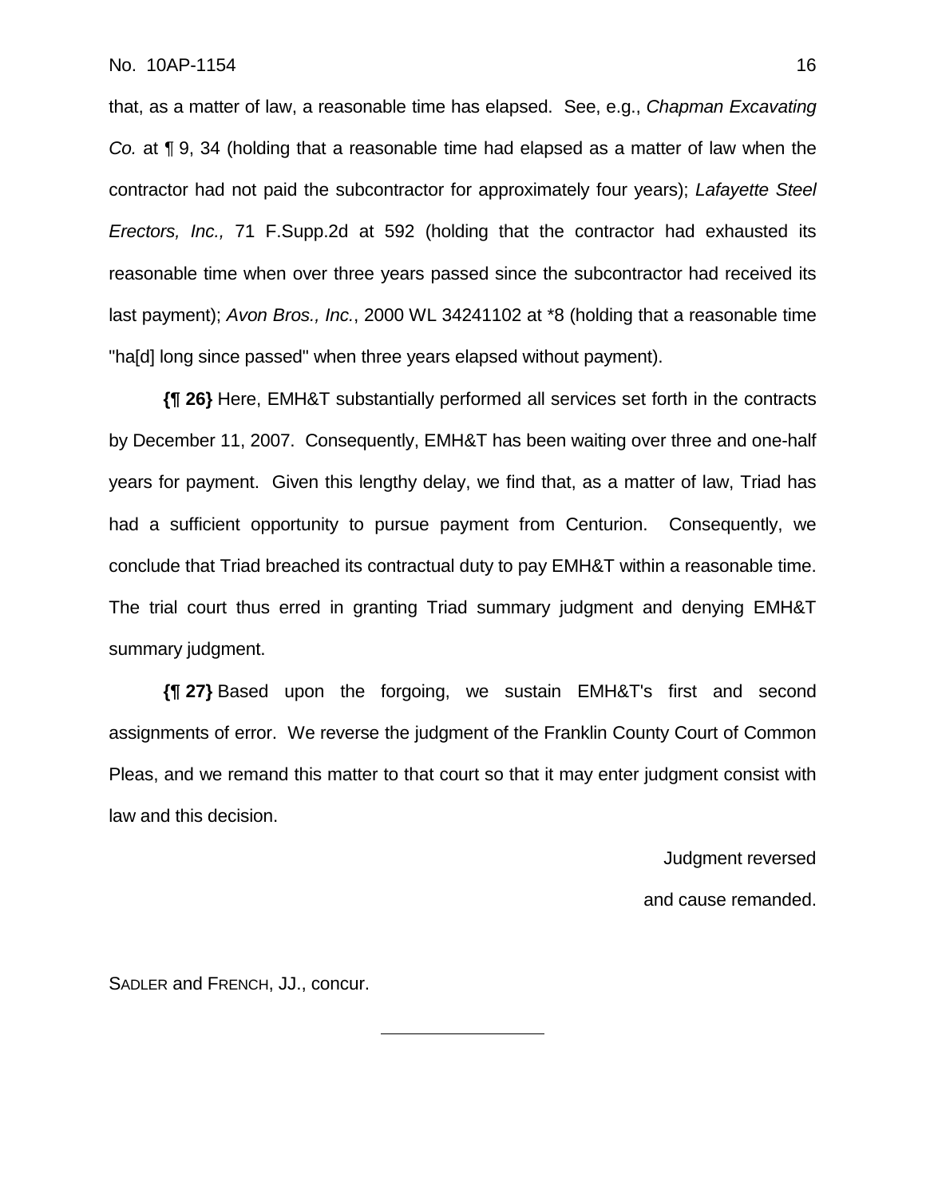that, as a matter of law, a reasonable time has elapsed. See, e.g., *Chapman Excavating Co.* at ¶ 9, 34 (holding that a reasonable time had elapsed as a matter of law when the contractor had not paid the subcontractor for approximately four years); *Lafayette Steel Erectors, Inc.,* 71 F.Supp.2d at 592 (holding that the contractor had exhausted its reasonable time when over three years passed since the subcontractor had received its last payment); *Avon Bros., Inc.*, 2000 WL 34241102 at *8 (holding that a reasonable time "ha[d] long since passed" when three years elapsed without payment).

**{¶ 26}** Here, EMH&T substantially performed all services set forth in the contracts by December 11, 2007. Consequently, EMH&T has been waiting over three and one-half years for payment. Given this lengthy delay, we find that, as a matter of law, Triad has had a sufficient opportunity to pursue payment from Centurion. Consequently, we conclude that Triad breached its contractual duty to pay EMH&T within a reasonable time. The trial court thus erred in granting Triad summary judgment and denying EMH&T summary judgment.

**{¶ 27}** Based upon the forgoing, we sustain EMH&T's first and second assignments of error. We reverse the judgment of the Franklin County Court of Common Pleas, and we remand this matter to that court so that it may enter judgment consist with law and this decision.

Judgment reversed
and cause remanded.

SADLER and FRENCH, JJ., concur.